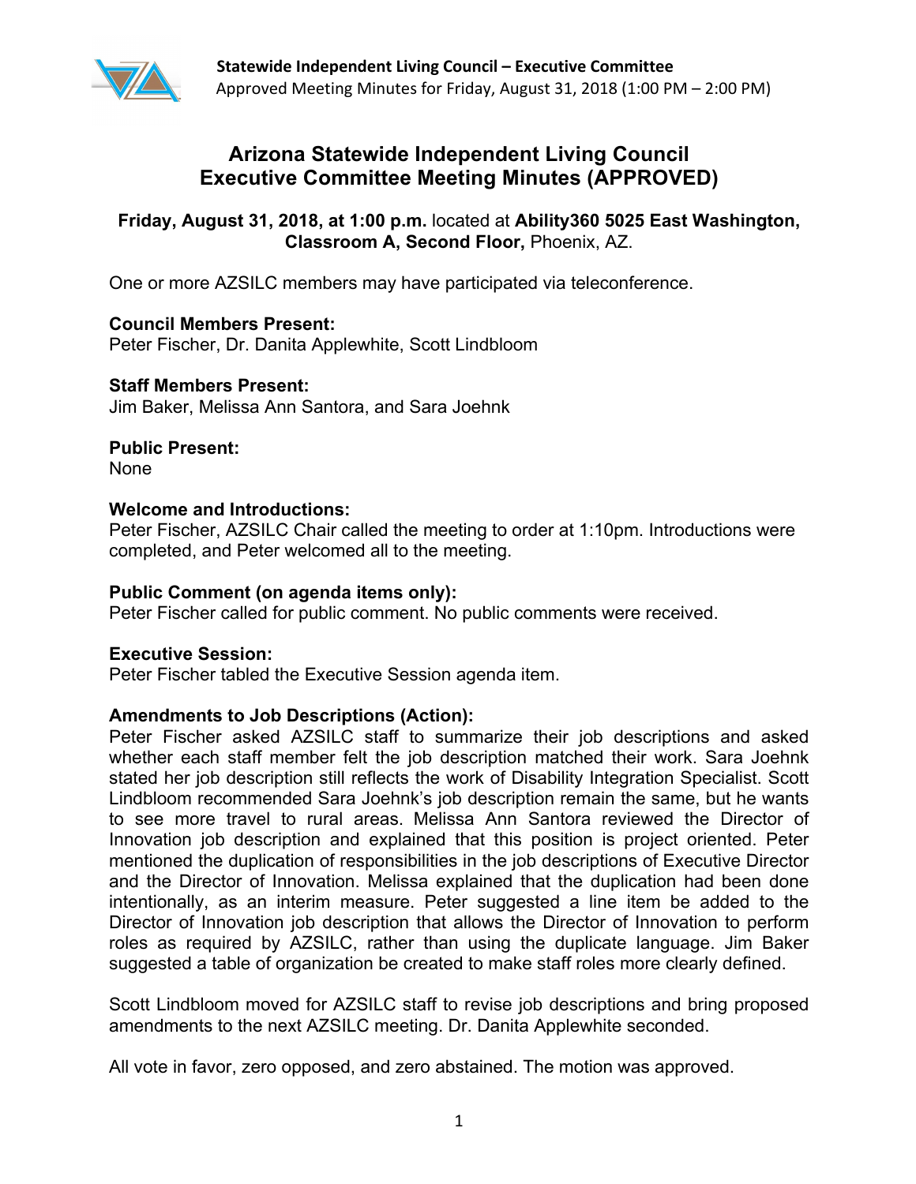# Arizona Statewide Independent Living Council
# Executive Committee Meeting Minutes (APPROVED)

**Friday, August 31, 2018, at 1:00 p.m.** located at **Ability360 5025 East Washington, Classroom A, Second Floor,** Phoenix, AZ.

One or more AZSILC members may have participated via teleconference.

**Council Members Present:**
Peter Fischer, Dr. Danita Applewhite, Scott Lindbloom

**Staff Members Present:**
Jim Baker, Melissa Ann Santora, and Sara Joehnk

**Public Present:**
None

**Welcome and Introductions:**
Peter Fischer, AZSILC Chair called the meeting to order at 1:10pm. Introductions were completed, and Peter welcomed all to the meeting.

**Public Comment (on agenda items only):**
Peter Fischer called for public comment. No public comments were received.

**Executive Session:**
Peter Fischer tabled the Executive Session agenda item.

**Amendments to Job Descriptions (Action):**
Peter Fischer asked AZSILC staff to summarize their job descriptions and asked whether each staff member felt the job description matched their work. Sara Joehnk stated her job description still reflects the work of Disability Integration Specialist. Scott Lindbloom recommended Sara Joehnk's job description remain the same, but he wants to see more travel to rural areas. Melissa Ann Santora reviewed the Director of Innovation job description and explained that this position is project oriented. Peter mentioned the duplication of responsibilities in the job descriptions of Executive Director and the Director of Innovation. Melissa explained that the duplication had been done intentionally, as an interim measure. Peter suggested a line item be added to the Director of Innovation job description that allows the Director of Innovation to perform roles as required by AZSILC, rather than using the duplicate language. Jim Baker suggested a table of organization be created to make staff roles more clearly defined.

Scott Lindbloom moved for AZSILC staff to revise job descriptions and bring proposed amendments to the next AZSILC meeting. Dr. Danita Applewhite seconded.

All vote in favor, zero opposed, and zero abstained. The motion was approved.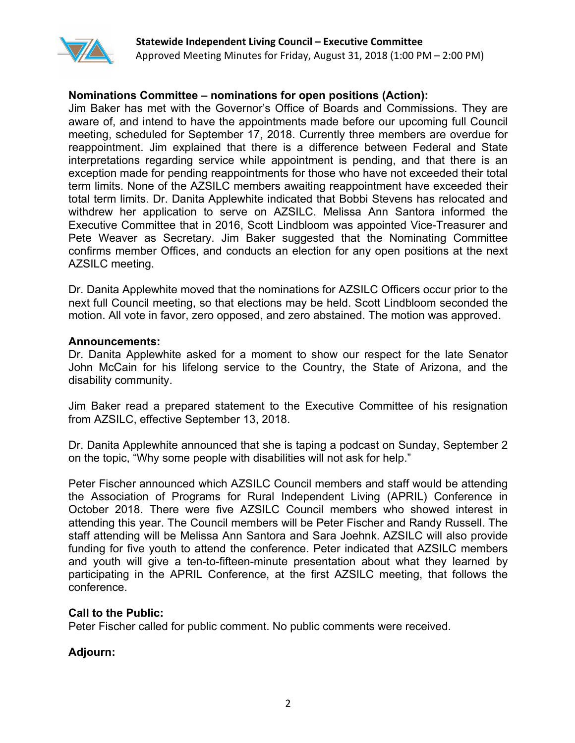**Nominations Committee – nominations for open positions (Action):**
Jim Baker has met with the Governor's Office of Boards and Commissions. They are aware of, and intend to have the appointments made before our upcoming full Council meeting, scheduled for September 17, 2018. Currently three members are overdue for reappointment. Jim explained that there is a difference between Federal and State interpretations regarding service while appointment is pending, and that there is an exception made for pending reappointments for those who have not exceeded their total term limits. None of the AZSILC members awaiting reappointment have exceeded their total term limits. Dr. Danita Applewhite indicated that Bobbi Stevens has relocated and withdrew her application to serve on AZSILC. Melissa Ann Santora informed the Executive Committee that in 2016, Scott Lindbloom was appointed Vice-Treasurer and Pete Weaver as Secretary. Jim Baker suggested that the Nominating Committee confirms member Offices, and conducts an election for any open positions at the next AZSILC meeting.

Dr. Danita Applewhite moved that the nominations for AZSILC Officers occur prior to the next full Council meeting, so that elections may be held. Scott Lindbloom seconded the motion. All vote in favor, zero opposed, and zero abstained. The motion was approved.

**Announcements:**
Dr. Danita Applewhite asked for a moment to show our respect for the late Senator John McCain for his lifelong service to the Country, the State of Arizona, and the disability community.

Jim Baker read a prepared statement to the Executive Committee of his resignation from AZSILC, effective September 13, 2018.

Dr. Danita Applewhite announced that she is taping a podcast on Sunday, September 2 on the topic, "Why some people with disabilities will not ask for help."

Peter Fischer announced which AZSILC Council members and staff would be attending the Association of Programs for Rural Independent Living (APRIL) Conference in October 2018. There were five AZSILC Council members who showed interest in attending this year. The Council members will be Peter Fischer and Randy Russell. The staff attending will be Melissa Ann Santora and Sara Joehnk. AZSILC will also provide funding for five youth to attend the conference. Peter indicated that AZSILC members and youth will give a ten-to-fifteen-minute presentation about what they learned by participating in the APRIL Conference, at the first AZSILC meeting, that follows the conference.

**Call to the Public:**
Peter Fischer called for public comment. No public comments were received.

**Adjourn:**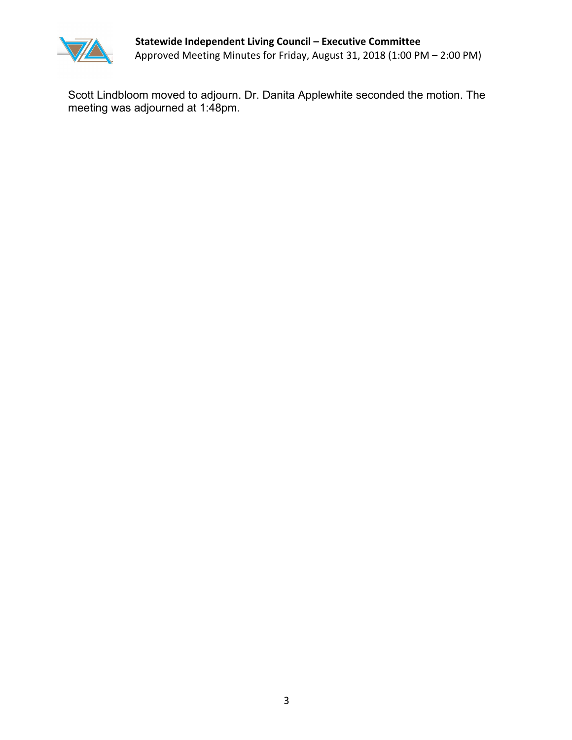Scott Lindbloom moved to adjourn. Dr. Danita Applewhite seconded the motion. The meeting was adjourned at 1:48pm.